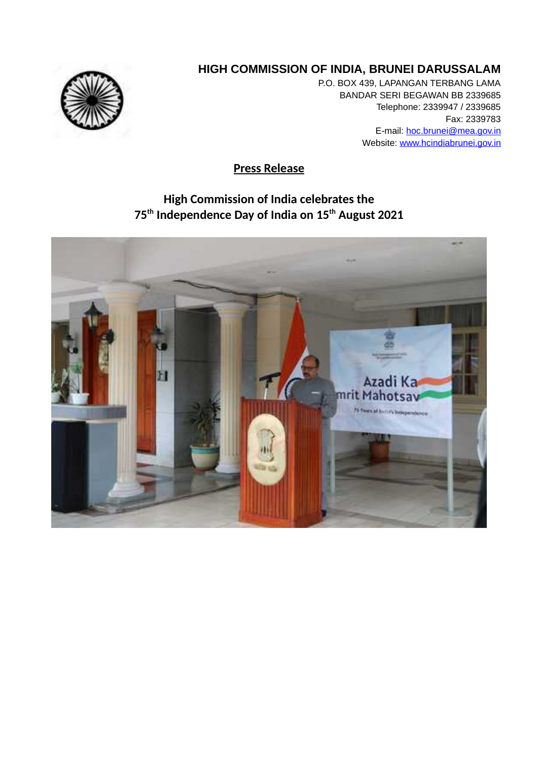**HIGH COMMISSION OF INDIA, BRUNEI DARUSSALAM**

P.O. BOX 439, LAPANGAN TERBANG LAMA
BANDAR SERI BEGAWAN BB 2339685
Telephone: 2339947 / 2339685
Fax: 2339783
E-mail: hoc.brunei@mea.gov.in
Website: www.hcindiabrunei.gov.in

**Press Release**

**High Commission of India celebrates the 75th Independence Day of India on 15th August 2021**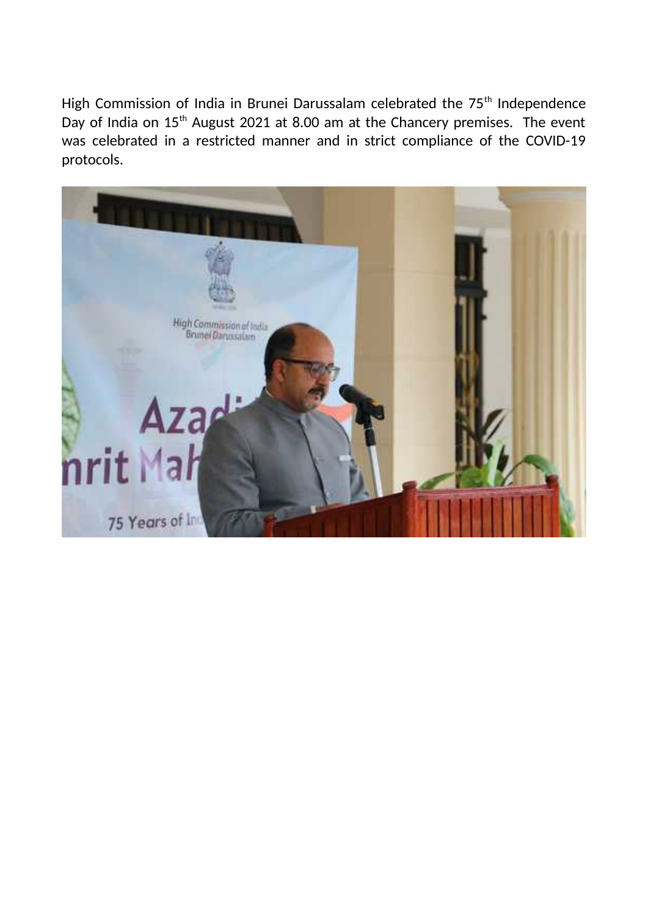High Commission of India in Brunei Darussalam celebrated the 75th Independence Day of India on 15th August 2021 at 8.00 am at the Chancery premises. The event was celebrated in a restricted manner and in strict compliance of the COVID-19 protocols.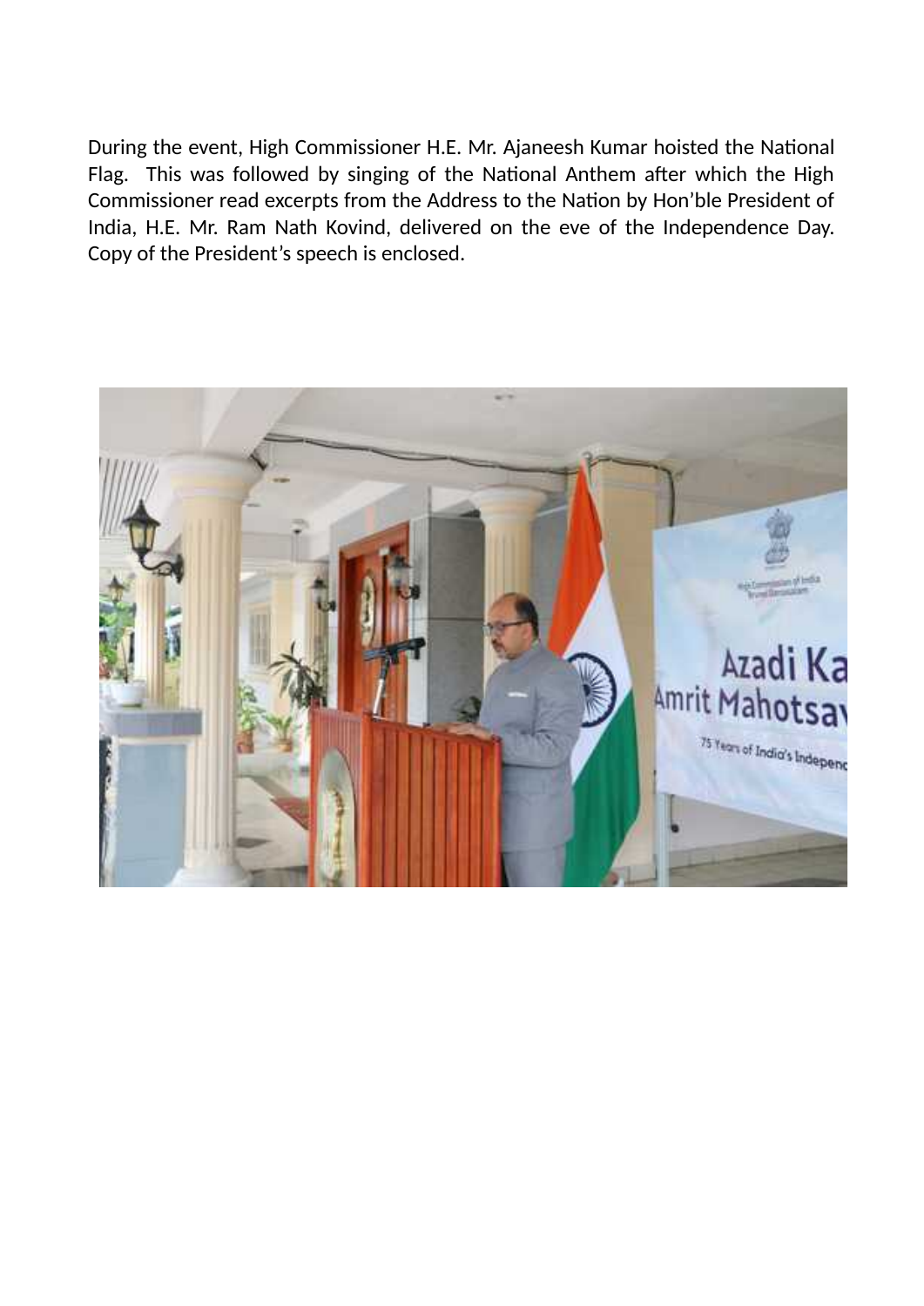During the event, High Commissioner H.E. Mr. Ajaneesh Kumar hoisted the National Flag. This was followed by singing of the National Anthem after which the High Commissioner read excerpts from the Address to the Nation by Hon'ble President of India, H.E. Mr. Ram Nath Kovind, delivered on the eve of the Independence Day. Copy of the President's speech is enclosed.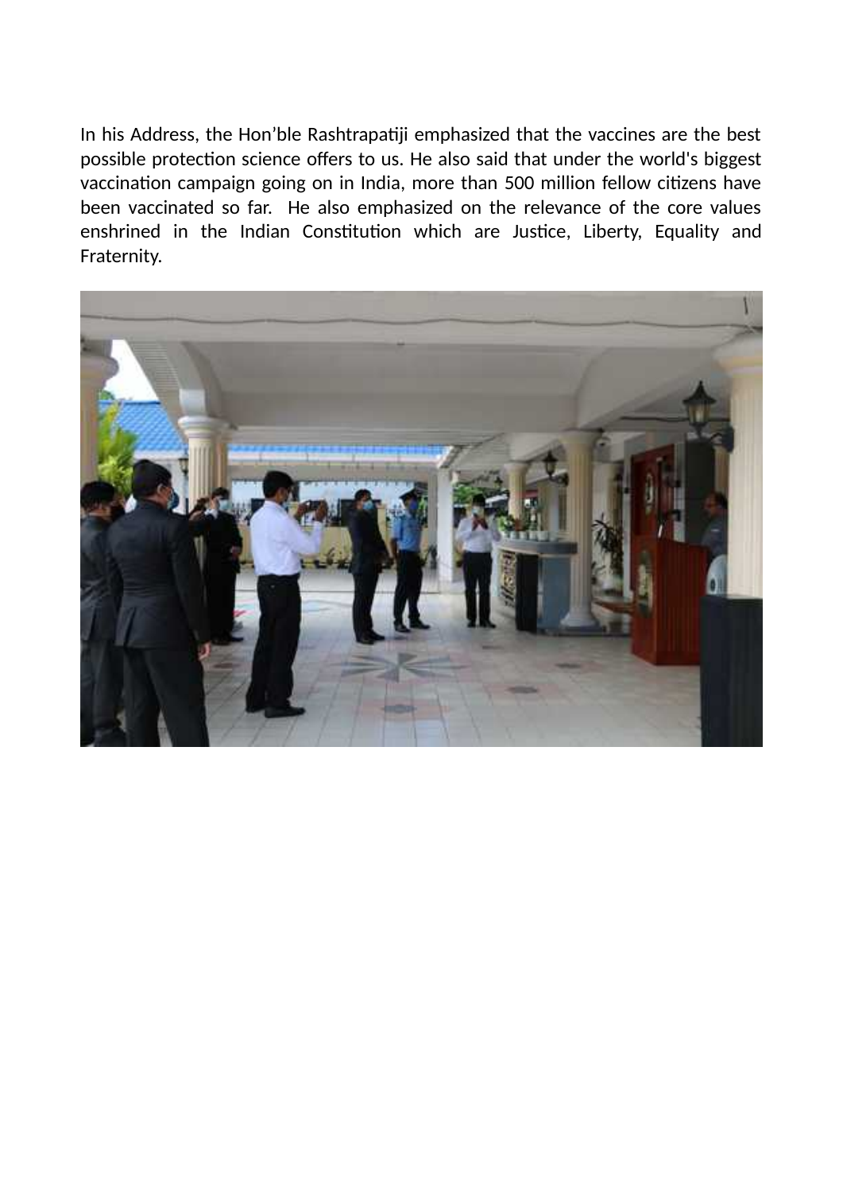In his Address, the Hon'ble Rashtrapatiji emphasized that the vaccines are the best possible protection science offers to us. He also said that under the world's biggest vaccination campaign going on in India, more than 500 million fellow citizens have been vaccinated so far. He also emphasized on the relevance of the core values enshrined in the Indian Constitution which are Justice, Liberty, Equality and Fraternity.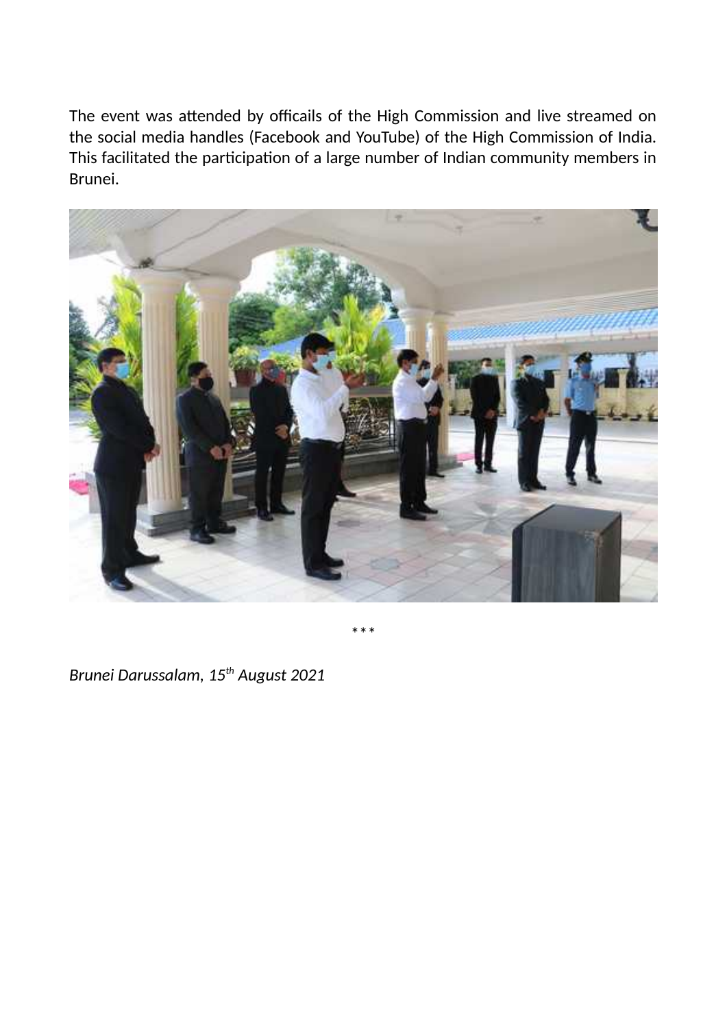The event was attended by officails of the High Commission and live streamed on the social media handles (Facebook and YouTube) of the High Commission of India. This facilitated the participation of a large number of Indian community members in Brunei.

***

*Brunei Darussalam, 15th August 2021*